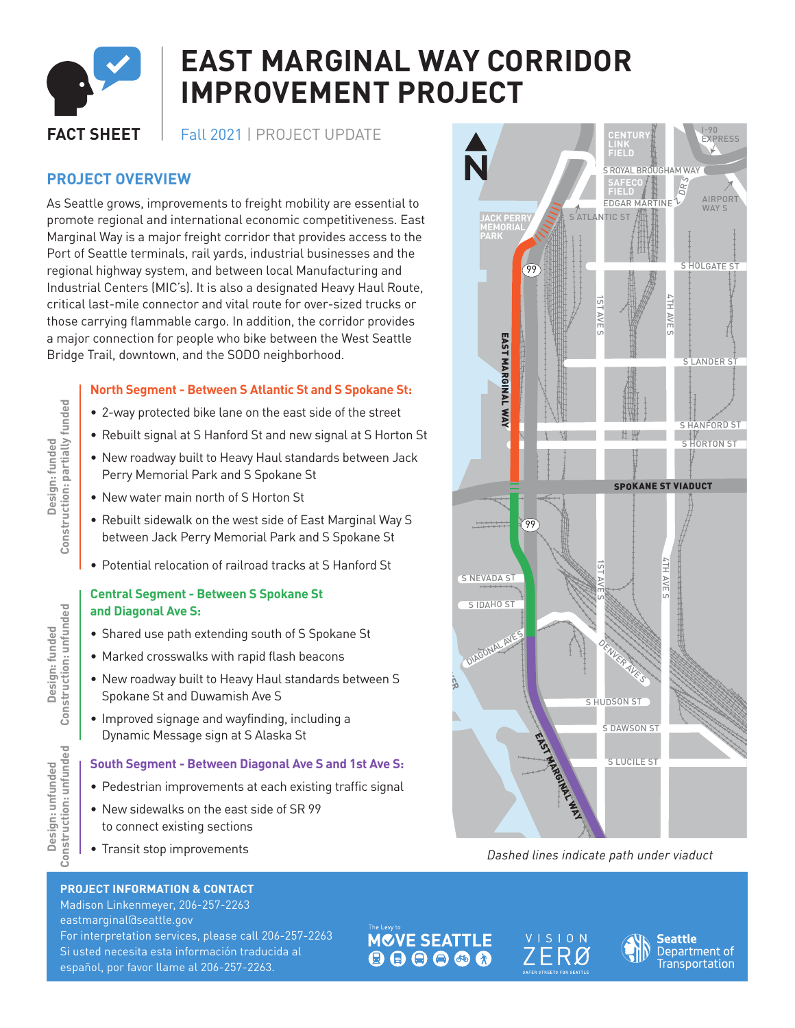# EAST MARGINAL WAY CORRIDOR IMPROVEMENT PROJECT

**FACT SHEET**

Fall 2021 | PROJECT UPDATE

## PROJECT OVERVIEW

As Seattle grows, improvements to freight mobility are essential to promote regional and international economic competitiveness. East Marginal Way is a major freight corridor that provides access to the Port of Seattle terminals, rail yards, industrial businesses and the regional highway system, and between local Manufacturing and Industrial Centers (MIC's). It is also a designated Heavy Haul Route, critical last-mile connector and vital route for over-sized trucks or those carrying flammable cargo. In addition, the corridor provides a major connection for people who bike between the West Seattle Bridge Trail, downtown, and the SODO neighborhood.

### North Segment - Between S Atlantic St and S Spokane St:

*Design: funded / Construction: partially funded*

- 2-way protected bike lane on the east side of the street
- Rebuilt signal at S Hanford St and new signal at S Horton St
- New roadway built to Heavy Haul standards between Jack Perry Memorial Park and S Spokane St
- New water main north of S Horton St
- Rebuilt sidewalk on the west side of East Marginal Way S between Jack Perry Memorial Park and S Spokane St
- Potential relocation of railroad tracks at S Hanford St

### Central Segment - Between S Spokane St and Diagonal Ave S:

*Design: funded / Construction: unfunded*

- Shared use path extending south of S Spokane St
- Marked crosswalks with rapid flash beacons
- New roadway built to Heavy Haul standards between S Spokane St and Duwamish Ave S
- Improved signage and wayfinding, including a Dynamic Message sign at S Alaska St

### South Segment - Between Diagonal Ave S and 1st Ave S:

*Design: unfunded / Construction: unfunded*

- Pedestrian improvements at each existing traffic signal
- New sidewalks on the east side of SR 99 to connect existing sections
- Transit stop improvements

*Dashed lines indicate path under viaduct*

**PROJECT INFORMATION & CONTACT**

Madison Linkenmeyer, 206-257-2263
eastmarginal@seattle.gov
For interpretation services, please call 206-257-2263
Si usted necesita esta información traducida al español, por favor llame al 206-257-2263.

The Levy to MOVE SEATTLE | VISION ZERØ | Seattle Department of Transportation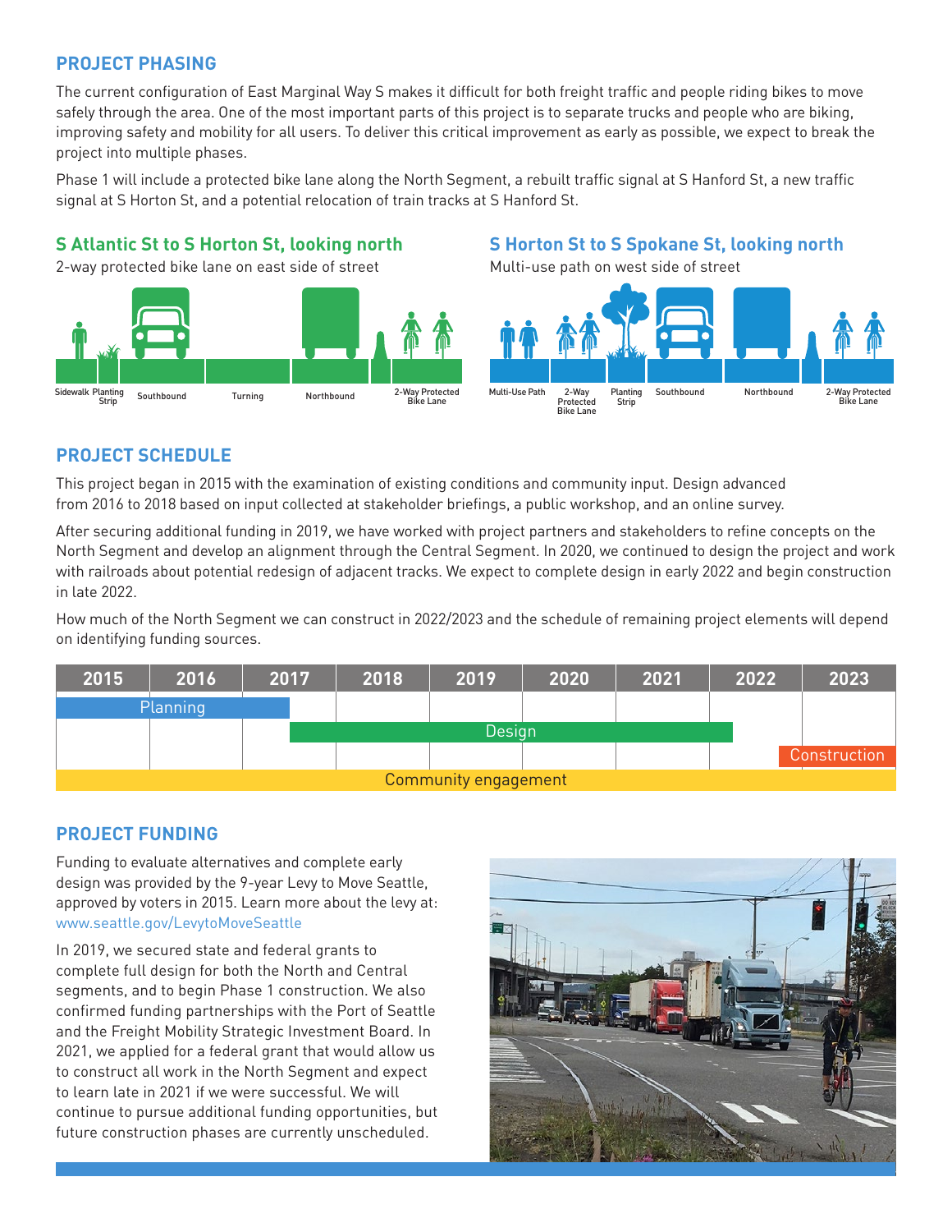## PROJECT PHASING

The current configuration of East Marginal Way S makes it difficult for both freight traffic and people riding bikes to move safely through the area. One of the most important parts of this project is to separate trucks and people who are biking, improving safety and mobility for all users. To deliver this critical improvement as early as possible, we expect to break the project into multiple phases.

Phase 1 will include a protected bike lane along the North Segment, a rebuilt traffic signal at S Hanford St, a new traffic signal at S Horton St, and a potential relocation of train tracks at S Hanford St.

### S Atlantic St to S Horton St, looking north

2-way protected bike lane on east side of street

Sidewalk Planting Strip Southbound Turning Northbound 2-Way Protected Bike Lane

### S Horton St to S Spokane St, looking north

Multi-use path on west side of street

Multi-Use Path 2-Way Protected Bike Lane Planting Strip Southbound Northbound 2-Way Protected Bike Lane

## PROJECT SCHEDULE

This project began in 2015 with the examination of existing conditions and community input. Design advanced from 2016 to 2018 based on input collected at stakeholder briefings, a public workshop, and an online survey.

After securing additional funding in 2019, we have worked with project partners and stakeholders to refine concepts on the North Segment and develop an alignment through the Central Segment. In 2020, we continued to design the project and work with railroads about potential redesign of adjacent tracks. We expect to complete design in early 2022 and begin construction in late 2022.

How much of the North Segment we can construct in 2022/2023 and the schedule of remaining project elements will depend on identifying funding sources.

2015 2016 2017 2018 2019 2020 2021 2022 2023

Planning

Design

Construction

Community engagement

## PROJECT FUNDING

Funding to evaluate alternatives and complete early design was provided by the 9-year Levy to Move Seattle, approved by voters in 2015. Learn more about the levy at: www.seattle.gov/LevytoMoveSeattle

In 2019, we secured state and federal grants to complete full design for both the North and Central segments, and to begin Phase 1 construction. We also confirmed funding partnerships with the Port of Seattle and the Freight Mobility Strategic Investment Board. In 2021, we applied for a federal grant that would allow us to construct all work in the North Segment and expect to learn late in 2021 if we were successful. We will continue to pursue additional funding opportunities, but future construction phases are currently unscheduled.